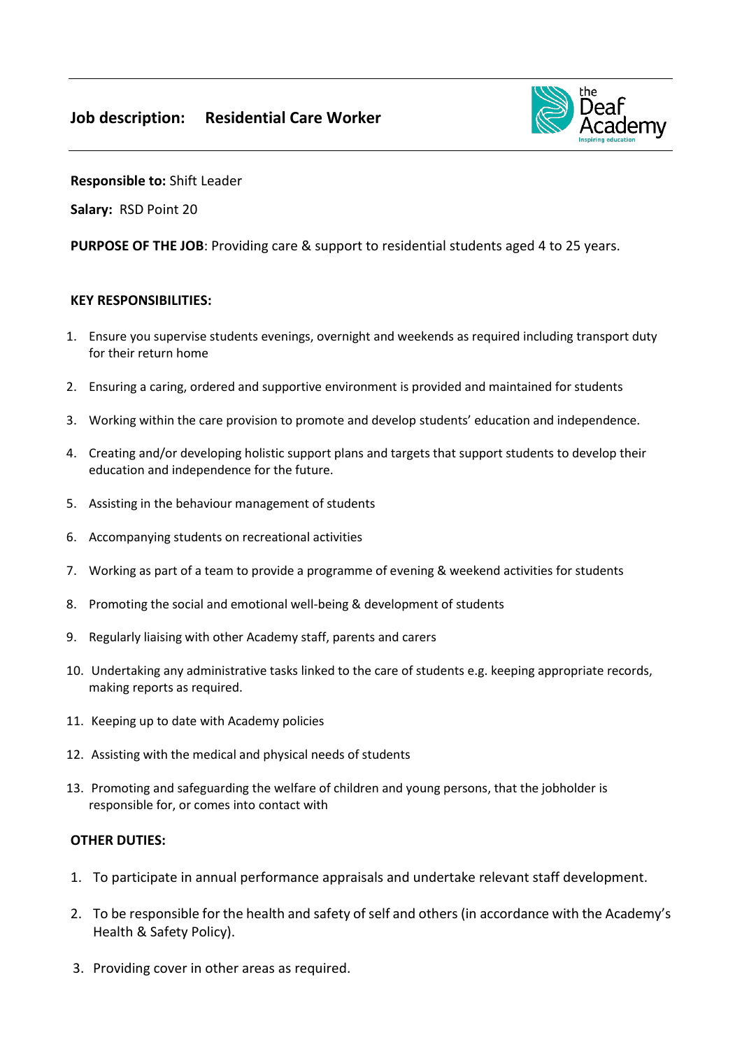# Job description: Residential Care Worker

**Responsible to:** Shift Leader

**Salary:** RSD Point 20

**PURPOSE OF THE JOB**: Providing care & support to residential students aged 4 to 25 years.

## KEY RESPONSIBILITIES:

1. Ensure you supervise students evenings, overnight and weekends as required including transport duty for their return home
2. Ensuring a caring, ordered and supportive environment is provided and maintained for students
3. Working within the care provision to promote and develop students' education and independence.
4. Creating and/or developing holistic support plans and targets that support students to develop their education and independence for the future.
5. Assisting in the behaviour management of students
6. Accompanying students on recreational activities
7. Working as part of a team to provide a programme of evening & weekend activities for students
8. Promoting the social and emotional well-being & development of students
9. Regularly liaising with other Academy staff, parents and carers
10. Undertaking any administrative tasks linked to the care of students e.g. keeping appropriate records, making reports as required.
11. Keeping up to date with Academy policies
12. Assisting with the medical and physical needs of students
13. Promoting and safeguarding the welfare of children and young persons, that the jobholder is responsible for, or comes into contact with

## OTHER DUTIES:

1. To participate in annual performance appraisals and undertake relevant staff development.
2. To be responsible for the health and safety of self and others (in accordance with the Academy's Health & Safety Policy).
3. Providing cover in other areas as required.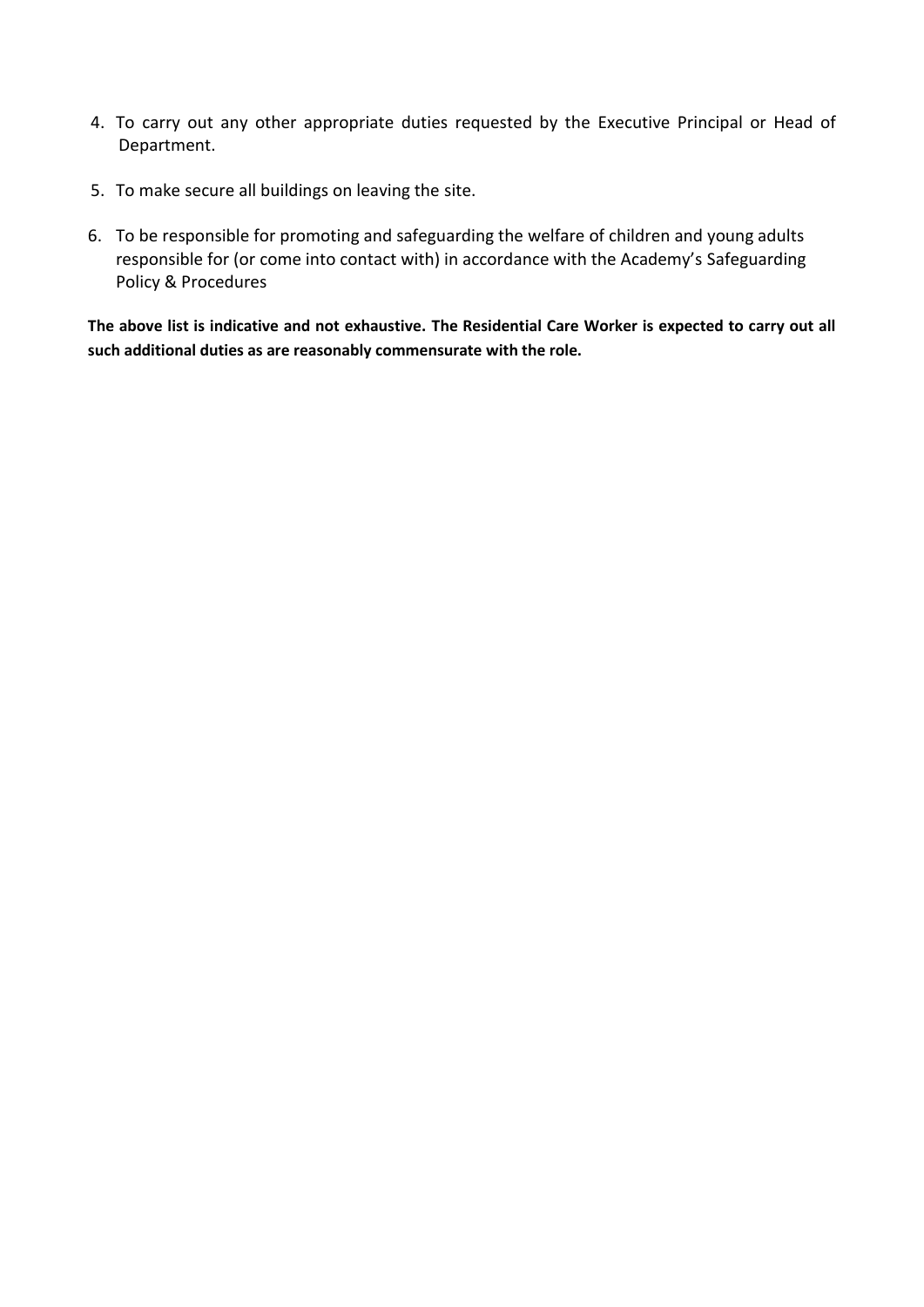4. To carry out any other appropriate duties requested by the Executive Principal or Head of Department.
5. To make secure all buildings on leaving the site.
6. To be responsible for promoting and safeguarding the welfare of children and young adults responsible for (or come into contact with) in accordance with the Academy's Safeguarding Policy & Procedures

**The above list is indicative and not exhaustive. The Residential Care Worker is expected to carry out all such additional duties as are reasonably commensurate with the role.**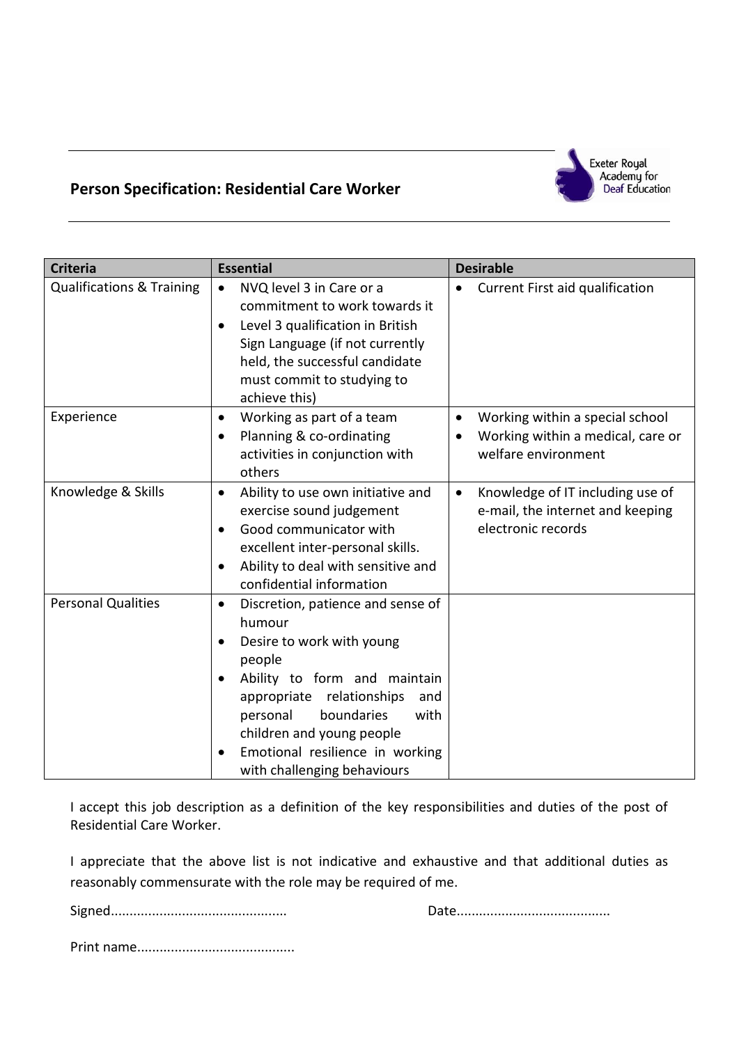## Person Specification: Residential Care Worker

Exeter Royal Academy for Deaf Education

| Criteria | Essential | Desirable |
|---|---|---|
| Qualifications & Training | • NVQ level 3 in Care or a commitment to work towards it<br>• Level 3 qualification in British Sign Language (if not currently held, the successful candidate must commit to studying to achieve this) | • Current First aid qualification |
| Experience | • Working as part of a team<br>• Planning & co-ordinating activities in conjunction with others | • Working within a special school<br>• Working within a medical, care or welfare environment |
| Knowledge & Skills | • Ability to use own initiative and exercise sound judgement<br>• Good communicator with excellent inter-personal skills.<br>• Ability to deal with sensitive and confidential information | • Knowledge of IT including use of e-mail, the internet and keeping electronic records |
| Personal Qualities | • Discretion, patience and sense of humour<br>• Desire to work with young people<br>• Ability to form and maintain appropriate relationships and personal boundaries with children and young people<br>• Emotional resilience in working with challenging behaviours | |

I accept this job description as a definition of the key responsibilities and duties of the post of Residential Care Worker.

I appreciate that the above list is not indicative and exhaustive and that additional duties as reasonably commensurate with the role may be required of me.

Signed.............................................. Date........................................

Print name.........................................